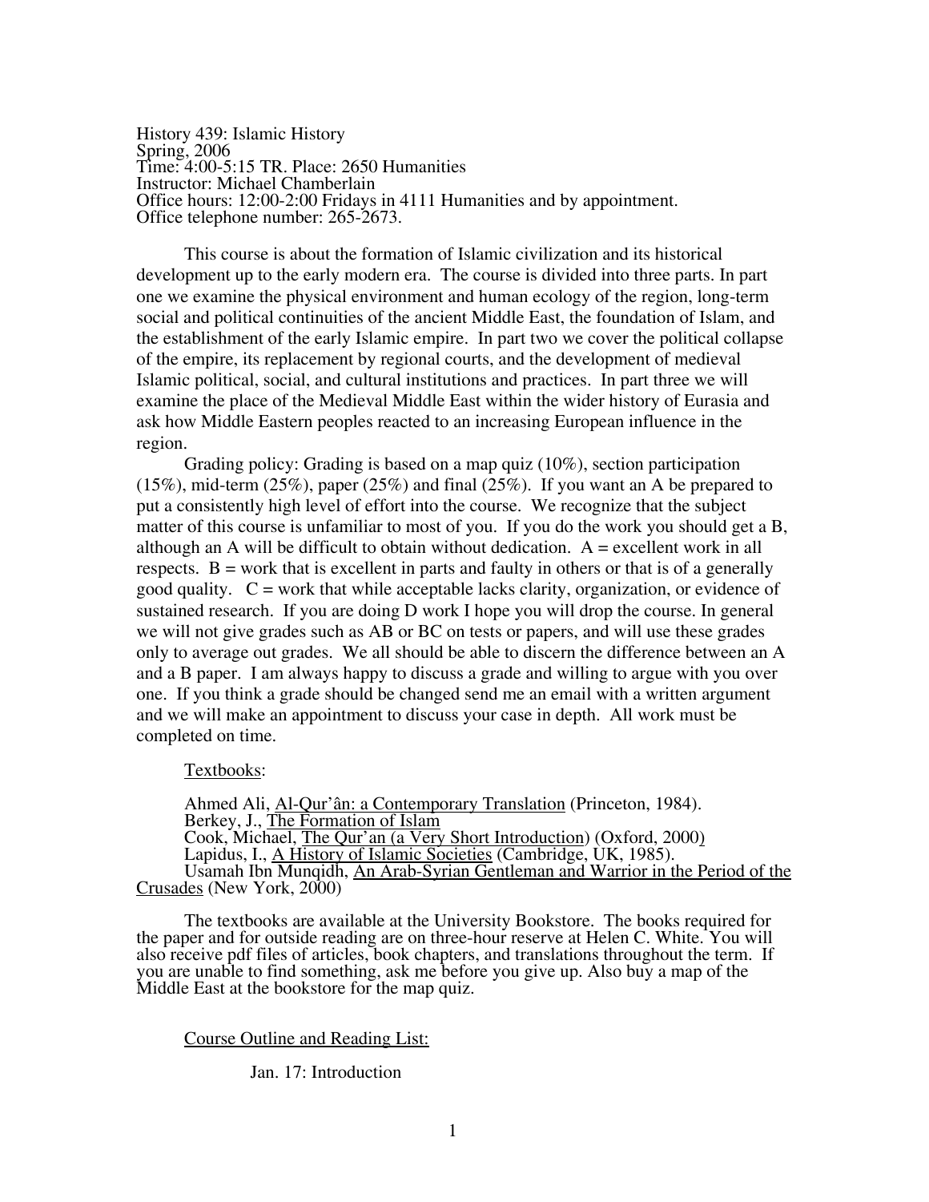History 439: Islamic History
Spring, 2006
Time: 4:00-5:15 TR. Place: 2650 Humanities
Instructor: Michael Chamberlain
Office hours: 12:00-2:00 Fridays in 4111 Humanities and by appointment.
Office telephone number: 265-2673.

This course is about the formation of Islamic civilization and its historical development up to the early modern era. The course is divided into three parts. In part one we examine the physical environment and human ecology of the region, long-term social and political continuities of the ancient Middle East, the foundation of Islam, and the establishment of the early Islamic empire. In part two we cover the political collapse of the empire, its replacement by regional courts, and the development of medieval Islamic political, social, and cultural institutions and practices. In part three we will examine the place of the Medieval Middle East within the wider history of Eurasia and ask how Middle Eastern peoples reacted to an increasing European influence in the region.

Grading policy: Grading is based on a map quiz (10%), section participation (15%), mid-term (25%), paper (25%) and final (25%). If you want an A be prepared to put a consistently high level of effort into the course. We recognize that the subject matter of this course is unfamiliar to most of you. If you do the work you should get a B, although an A will be difficult to obtain without dedication. A = excellent work in all respects. B = work that is excellent in parts and faulty in others or that is of a generally good quality. C = work that while acceptable lacks clarity, organization, or evidence of sustained research. If you are doing D work I hope you will drop the course. In general we will not give grades such as AB or BC on tests or papers, and will use these grades only to average out grades. We all should be able to discern the difference between an A and a B paper. I am always happy to discuss a grade and willing to argue with you over one. If you think a grade should be changed send me an email with a written argument and we will make an appointment to discuss your case in depth. All work must be completed on time.

Textbooks:

Ahmed Ali, Al-Qur'ân: a Contemporary Translation (Princeton, 1984).
Berkey, J., The Formation of Islam
Cook, Michael, The Qur'an (a Very Short Introduction) (Oxford, 2000)
Lapidus, I., A History of Islamic Societies (Cambridge, UK, 1985).
Usamah Ibn Munqidh, An Arab-Syrian Gentleman and Warrior in the Period of the Crusades (New York, 2000)

The textbooks are available at the University Bookstore. The books required for the paper and for outside reading are on three-hour reserve at Helen C. White. You will also receive pdf files of articles, book chapters, and translations throughout the term. If you are unable to find something, ask me before you give up. Also buy a map of the Middle East at the bookstore for the map quiz.

Course Outline and Reading List:

Jan. 17: Introduction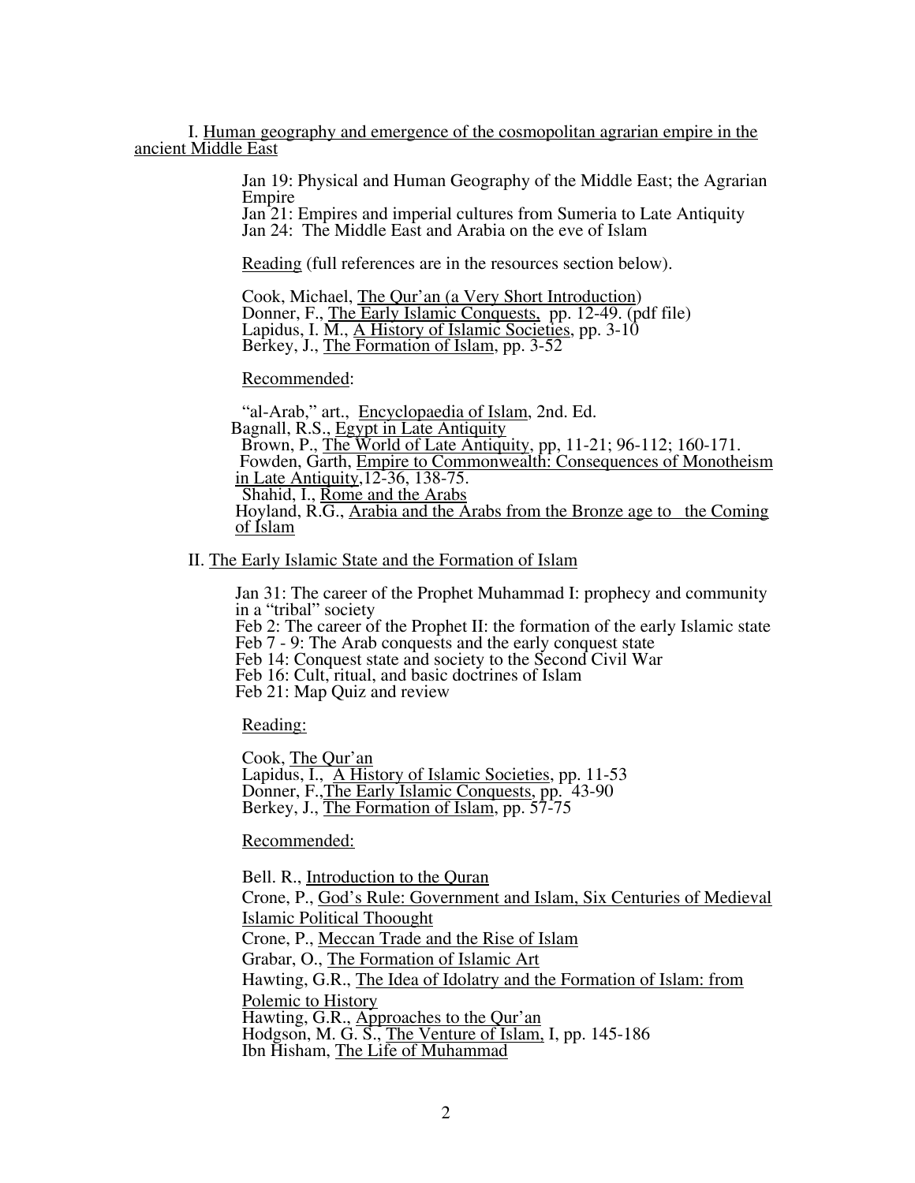## I. Human geography and emergence of the cosmopolitan agrarian empire in the ancient Middle East

Jan 19: Physical and Human Geography of the Middle East; the Agrarian Empire
Jan 21: Empires and imperial cultures from Sumeria to Late Antiquity
Jan 24: The Middle East and Arabia on the eve of Islam

Reading (full references are in the resources section below).

Cook, Michael, The Qur'an (a Very Short Introduction)
Donner, F., The Early Islamic Conquests, pp. 12-49. (pdf file)
Lapidus, I. M., A History of Islamic Societies, pp. 3-10
Berkey, J., The Formation of Islam, pp. 3-52

Recommended:

"al-Arab," art., Encyclopaedia of Islam, 2nd. Ed.
Bagnall, R.S., Egypt in Late Antiquity
Brown, P., The World of Late Antiquity, pp, 11-21; 96-112; 160-171.
Fowden, Garth, Empire to Commonwealth: Consequences of Monotheism in Late Antiquity,12-36, 138-75.
Shahid, I., Rome and the Arabs
Hoyland, R.G., Arabia and the Arabs from the Bronze age to the Coming of Islam

## II. The Early Islamic State and the Formation of Islam

Jan 31: The career of the Prophet Muhammad I: prophecy and community in a "tribal" society
Feb 2: The career of the Prophet II: the formation of the early Islamic state
Feb 7 - 9: The Arab conquests and the early conquest state
Feb 14: Conquest state and society to the Second Civil War
Feb 16: Cult, ritual, and basic doctrines of Islam
Feb 21: Map Quiz and review

Reading:

Cook, The Qur'an
Lapidus, I., A History of Islamic Societies, pp. 11-53
Donner, F.,The Early Islamic Conquests, pp. 43-90
Berkey, J., The Formation of Islam, pp. 57-75

Recommended:

Bell. R., Introduction to the Quran
Crone, P., God's Rule: Government and Islam, Six Centuries of Medieval Islamic Political Thoought
Crone, P., Meccan Trade and the Rise of Islam
Grabar, O., The Formation of Islamic Art
Hawting, G.R., The Idea of Idolatry and the Formation of Islam: from Polemic to History
Hawting, G.R., Approaches to the Qur'an
Hodgson, M. G. S., The Venture of Islam, I, pp. 145-186
Ibn Hisham, The Life of Muhammad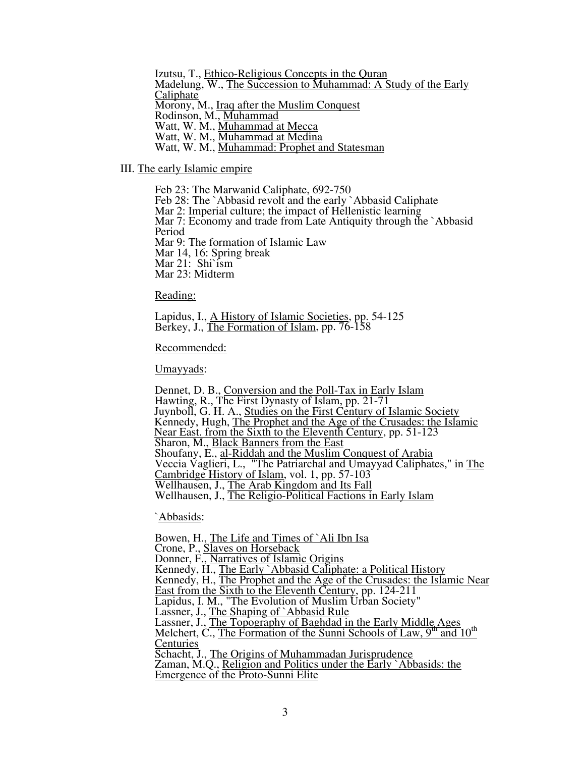Izutsu, T., Ethico-Religious Concepts in the Quran
Madelung, W., The Succession to Muhammad: A Study of the Early Caliphate
Morony, M., Iraq after the Muslim Conquest
Rodinson, M., Muhammad
Watt, W. M., Muhammad at Mecca
Watt, W. M., Muhammad at Medina
Watt, W. M., Muhammad: Prophet and Statesman

## III. The early Islamic empire

Feb 23: The Marwanid Caliphate, 692-750
Feb 28: The `Abbasid revolt and the early `Abbasid Caliphate
Mar 2: Imperial culture; the impact of Hellenistic learning
Mar 7: Economy and trade from Late Antiquity through the `Abbasid Period
Mar 9: The formation of Islamic Law
Mar 14, 16: Spring break
Mar 21: Shi`ism
Mar 23: Midterm

Reading:

Lapidus, I., A History of Islamic Societies, pp. 54-125
Berkey, J., The Formation of Islam, pp. 76-158

Recommended:

Umayyads:

Dennet, D. B., Conversion and the Poll-Tax in Early Islam
Hawting, R., The First Dynasty of Islam, pp. 21-71
Juynboll, G. H. A., Studies on the First Century of Islamic Society
Kennedy, Hugh, The Prophet and the Age of the Crusades: the Islamic Near East. from the Sixth to the Eleventh Century, pp. 51-123
Sharon, M., Black Banners from the East
Shoufany, E., al-Riddah and the Muslim Conquest of Arabia
Veccia Vaglieri, L., "The Patriarchal and Umayyad Caliphates," in The Cambridge History of Islam, vol. 1, pp. 57-103
Wellhausen, J., The Arab Kingdom and Its Fall
Wellhausen, J., The Religio-Political Factions in Early Islam

`Abbasids:

Bowen, H., The Life and Times of `Ali Ibn Isa
Crone, P., Slaves on Horseback
Donner, F., Narratives of Islamic Origins
Kennedy, H., The Early `Abbasid Caliphate: a Political History
Kennedy, H., The Prophet and the Age of the Crusades: the Islamic Near East from the Sixth to the Eleventh Century, pp. 124-211
Lapidus, I. M., "The Evolution of Muslim Urban Society"
Lassner, J., The Shaping of `Abbasid Rule
Lassner, J., The Topography of Baghdad in the Early Middle Ages
Melchert, C., The Formation of the Sunni Schools of Law, 9th and 10th Centuries
Schacht, J., The Origins of Muhammadan Jurisprudence
Zaman, M.Q., Religion and Politics under the Early `Abbasids: the Emergence of the Proto-Sunni Elite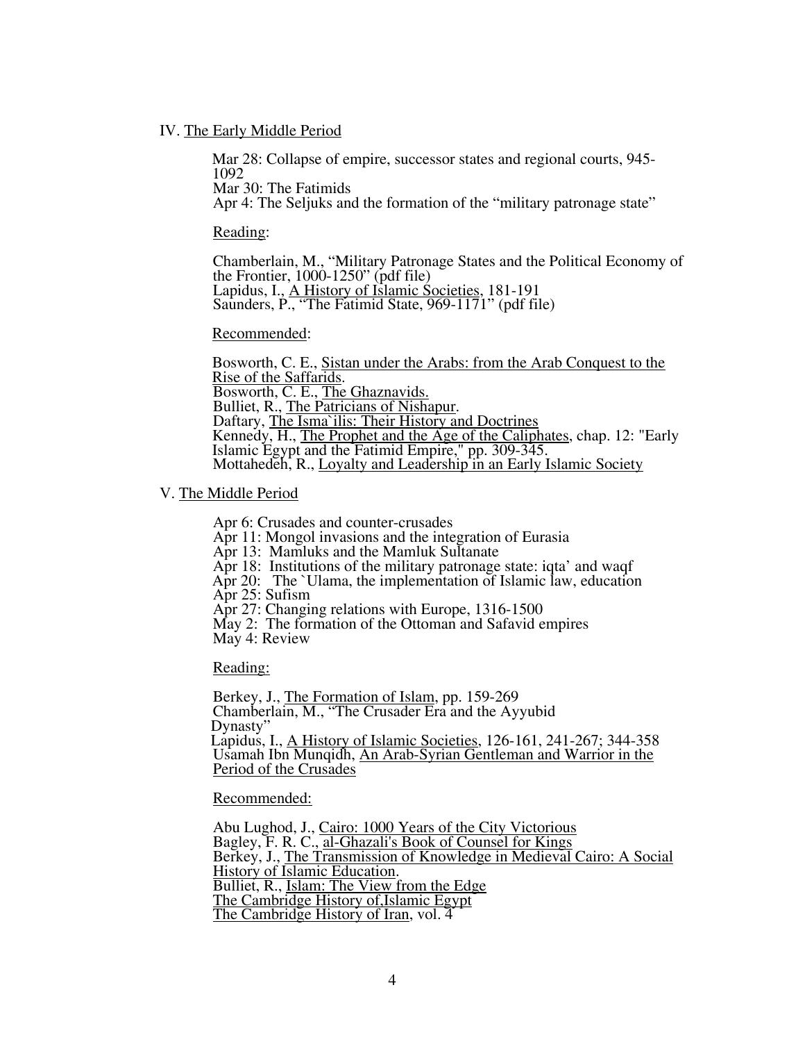IV. The Early Middle Period

Mar 28: Collapse of empire, successor states and regional courts, 945-1092
Mar 30: The Fatimids
Apr 4: The Seljuks and the formation of the "military patronage state"

Reading:

Chamberlain, M., "Military Patronage States and the Political Economy of the Frontier, 1000-1250" (pdf file)
Lapidus, I., A History of Islamic Societies, 181-191
Saunders, P., "The Fatimid State, 969-1171" (pdf file)

Recommended:

Bosworth, C. E., Sistan under the Arabs: from the Arab Conquest to the Rise of the Saffarids.
Bosworth, C. E., The Ghaznavids.
Bulliet, R., The Patricians of Nishapur.
Daftary, The Isma`ilis: Their History and Doctrines
Kennedy, H., The Prophet and the Age of the Caliphates, chap. 12: "Early Islamic Egypt and the Fatimid Empire," pp. 309-345.
Mottahedeh, R., Loyalty and Leadership in an Early Islamic Society

V. The Middle Period

Apr 6: Crusades and counter-crusades
Apr 11: Mongol invasions and the integration of Eurasia
Apr 13: Mamluks and the Mamluk Sultanate
Apr 18: Institutions of the military patronage state: iqta' and waqf
Apr 20: The `Ulama, the implementation of Islamic law, education
Apr 25: Sufism
Apr 27: Changing relations with Europe, 1316-1500
May 2: The formation of the Ottoman and Safavid empires
May 4: Review

Reading:

Berkey, J., The Formation of Islam, pp. 159-269
Chamberlain, M., "The Crusader Era and the Ayyubid Dynasty"
Lapidus, I., A History of Islamic Societies, 126-161, 241-267; 344-358
Usamah Ibn Munqidh, An Arab-Syrian Gentleman and Warrior in the Period of the Crusades

Recommended:

Abu Lughod, J., Cairo: 1000 Years of the City Victorious
Bagley, F. R. C., al-Ghazali's Book of Counsel for Kings
Berkey, J., The Transmission of Knowledge in Medieval Cairo: A Social History of Islamic Education.
Bulliet, R., Islam: The View from the Edge
The Cambridge History of,Islamic Egypt
The Cambridge History of Iran, vol. 4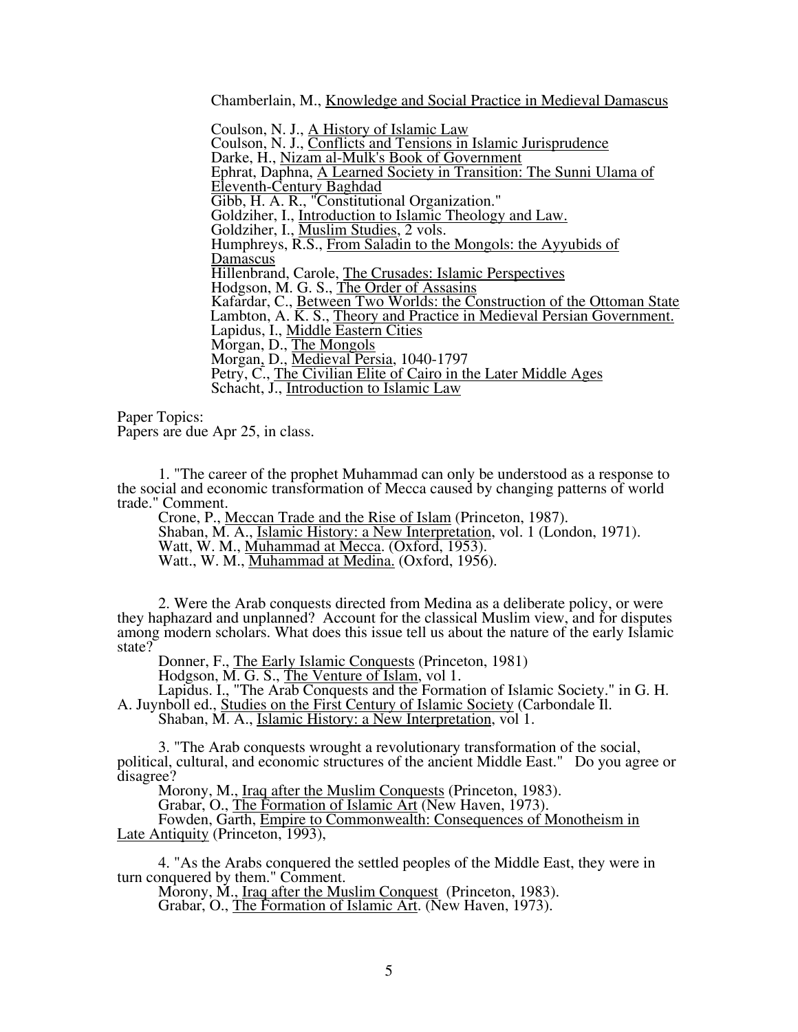Chamberlain, M., Knowledge and Social Practice in Medieval Damascus

Coulson, N. J., A History of Islamic Law
Coulson, N. J., Conflicts and Tensions in Islamic Jurisprudence
Darke, H., Nizam al-Mulk's Book of Government
Ephrat, Daphna, A Learned Society in Transition: The Sunni Ulama of Eleventh-Century Baghdad
Gibb, H. A. R., "Constitutional Organization."
Goldziher, I., Introduction to Islamic Theology and Law.
Goldziher, I., Muslim Studies, 2 vols.
Humphreys, R.S., From Saladin to the Mongols: the Ayyubids of Damascus
Hillenbrand, Carole, The Crusades: Islamic Perspectives
Hodgson, M. G. S., The Order of Assasins
Kafardar, C., Between Two Worlds: the Construction of the Ottoman State
Lambton, A. K. S., Theory and Practice in Medieval Persian Government.
Lapidus, I., Middle Eastern Cities
Morgan, D., The Mongols
Morgan, D., Medieval Persia, 1040-1797
Petry, C., The Civilian Elite of Cairo in the Later Middle Ages
Schacht, J., Introduction to Islamic Law

Paper Topics:
Papers are due Apr 25, in class.

1. "The career of the prophet Muhammad can only be understood as a response to the social and economic transformation of Mecca caused by changing patterns of world trade." Comment.
Crone, P., Meccan Trade and the Rise of Islam (Princeton, 1987).
Shaban, M. A., Islamic History: a New Interpretation, vol. 1 (London, 1971).
Watt, W. M., Muhammad at Mecca. (Oxford, 1953).
Watt., W. M., Muhammad at Medina. (Oxford, 1956).

2. Were the Arab conquests directed from Medina as a deliberate policy, or were they haphazard and unplanned? Account for the classical Muslim view, and for disputes among modern scholars. What does this issue tell us about the nature of the early Islamic state?
Donner, F., The Early Islamic Conquests (Princeton, 1981)
Hodgson, M. G. S., The Venture of Islam, vol 1.
Lapidus. I., "The Arab Conquests and the Formation of Islamic Society." in G. H. A. Juynboll ed., Studies on the First Century of Islamic Society (Carbondale Il.
Shaban, M. A., Islamic History: a New Interpretation, vol 1.

3. "The Arab conquests wrought a revolutionary transformation of the social, political, cultural, and economic structures of the ancient Middle East." Do you agree or disagree?
Morony, M., Iraq after the Muslim Conquests (Princeton, 1983).
Grabar, O., The Formation of Islamic Art (New Haven, 1973).
Fowden, Garth, Empire to Commonwealth: Consequences of Monotheism in Late Antiquity (Princeton, 1993),

4. "As the Arabs conquered the settled peoples of the Middle East, they were in turn conquered by them." Comment.
Morony, M., Iraq after the Muslim Conquest (Princeton, 1983).
Grabar, O., The Formation of Islamic Art. (New Haven, 1973).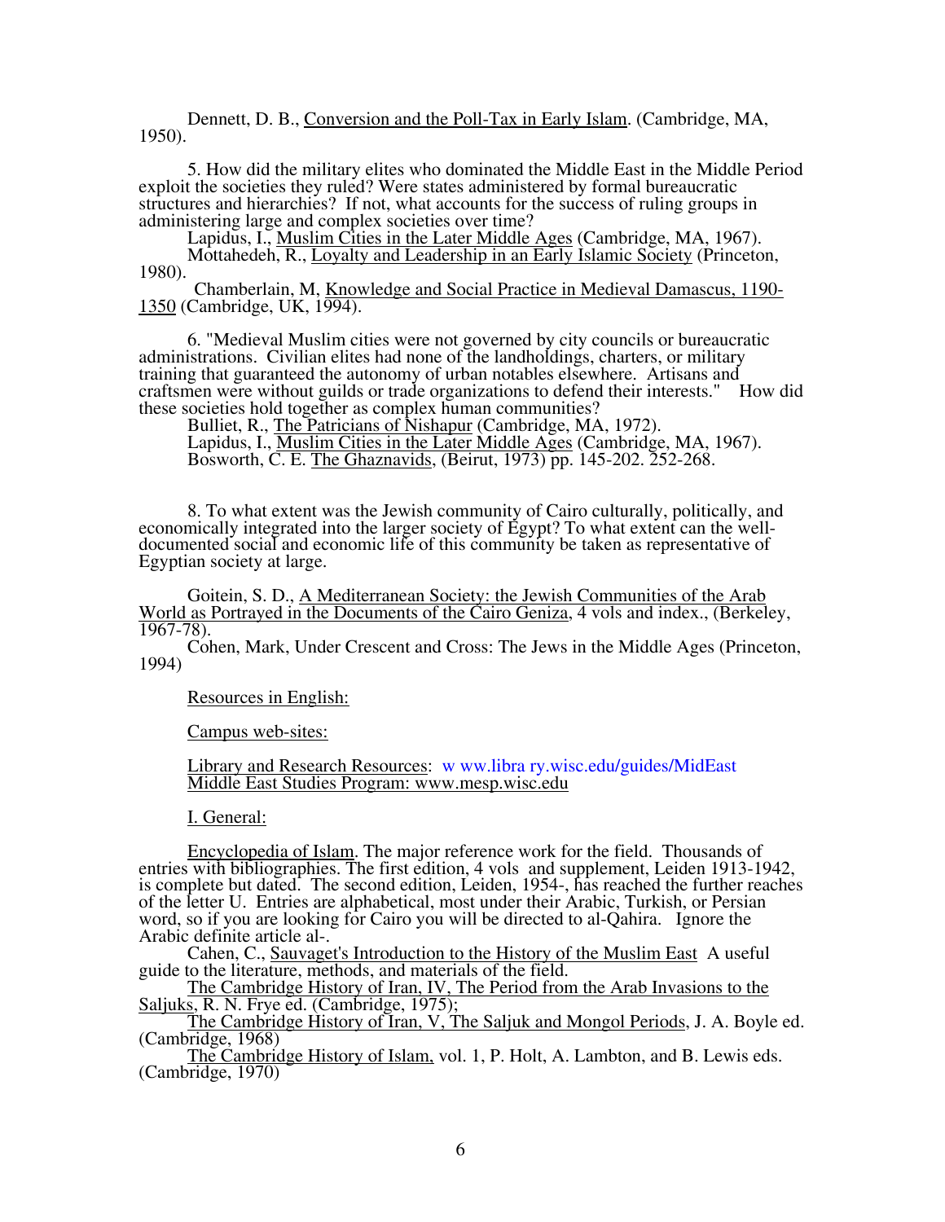Dennett, D. B., Conversion and the Poll-Tax in Early Islam. (Cambridge, MA, 1950).

5. How did the military elites who dominated the Middle East in the Middle Period exploit the societies they ruled? Were states administered by formal bureaucratic structures and hierarchies? If not, what accounts for the success of ruling groups in administering large and complex societies over time?

Lapidus, I., Muslim Cities in the Later Middle Ages (Cambridge, MA, 1967).
Mottahedeh, R., Loyalty and Leadership in an Early Islamic Society (Princeton, 1980).
Chamberlain, M, Knowledge and Social Practice in Medieval Damascus, 1190-1350 (Cambridge, UK, 1994).

6. "Medieval Muslim cities were not governed by city councils or bureaucratic administrations. Civilian elites had none of the landholdings, charters, or military training that guaranteed the autonomy of urban notables elsewhere. Artisans and craftsmen were without guilds or trade organizations to defend their interests." How did these societies hold together as complex human communities?

Bulliet, R., The Patricians of Nishapur (Cambridge, MA, 1972).
Lapidus, I., Muslim Cities in the Later Middle Ages (Cambridge, MA, 1967).
Bosworth, C. E. The Ghaznavids, (Beirut, 1973) pp. 145-202. 252-268.

8. To what extent was the Jewish community of Cairo culturally, politically, and economically integrated into the larger society of Egypt? To what extent can the well-documented social and economic life of this community be taken as representative of Egyptian society at large.

Goitein, S. D., A Mediterranean Society: the Jewish Communities of the Arab World as Portrayed in the Documents of the Cairo Geniza, 4 vols and index., (Berkeley, 1967-78).
Cohen, Mark, Under Crescent and Cross: The Jews in the Middle Ages (Princeton, 1994)

Resources in English:

Campus web-sites:

Library and Research Resources: w ww.libra ry.wisc.edu/guides/MidEast
Middle East Studies Program: www.mesp.wisc.edu

I. General:

Encyclopedia of Islam. The major reference work for the field. Thousands of entries with bibliographies. The first edition, 4 vols and supplement, Leiden 1913-1942, is complete but dated. The second edition, Leiden, 1954-, has reached the further reaches of the letter U. Entries are alphabetical, most under their Arabic, Turkish, or Persian word, so if you are looking for Cairo you will be directed to al-Qahira. Ignore the Arabic definite article al-.
Cahen, C., Sauvaget's Introduction to the History of the Muslim East A useful guide to the literature, methods, and materials of the field.
The Cambridge History of Iran, IV, The Period from the Arab Invasions to the Saljuks, R. N. Frye ed. (Cambridge, 1975);
The Cambridge History of Iran, V, The Saljuk and Mongol Periods, J. A. Boyle ed. (Cambridge, 1968)
The Cambridge History of Islam, vol. 1, P. Holt, A. Lambton, and B. Lewis eds. (Cambridge, 1970)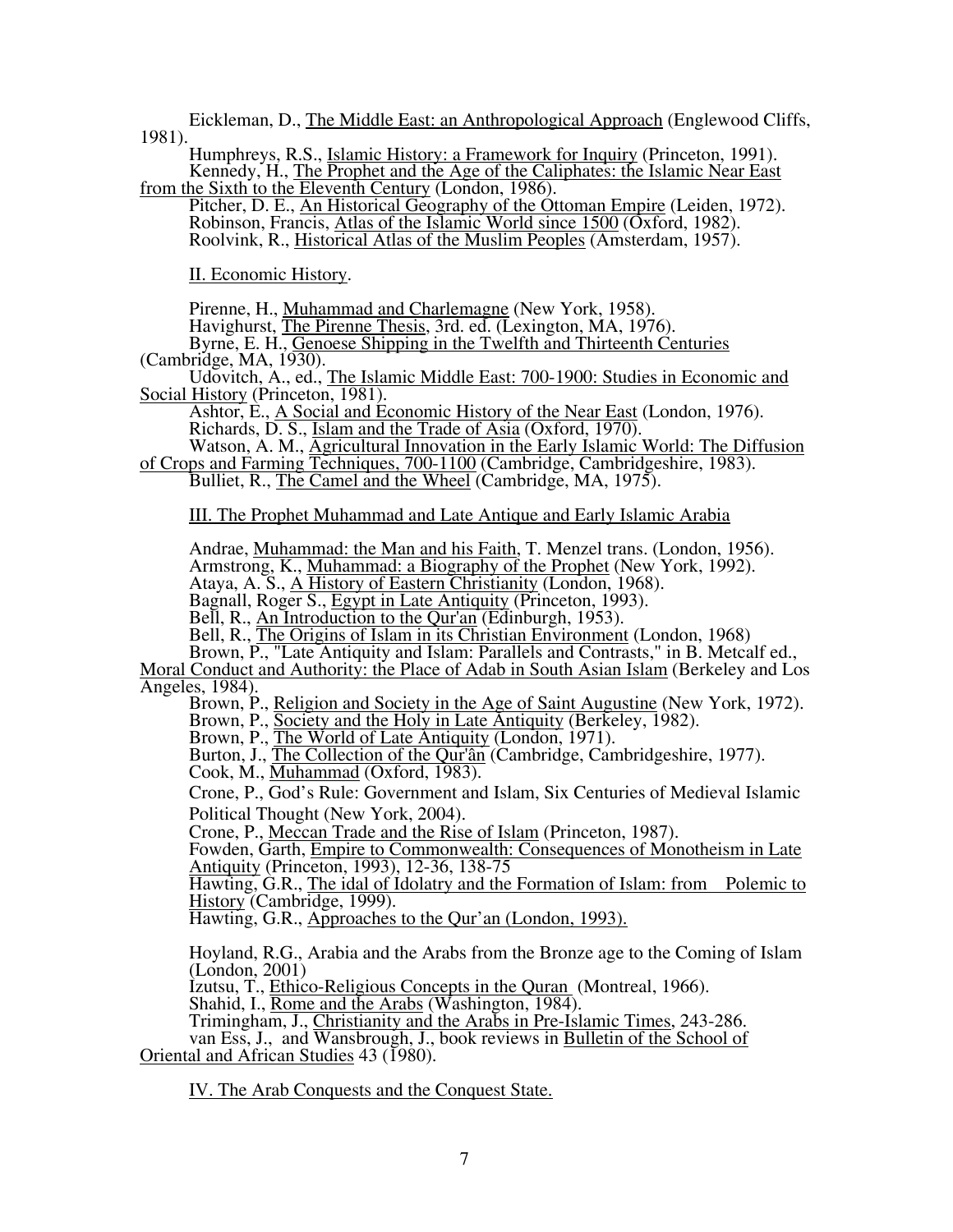Eickleman, D., The Middle East: an Anthropological Approach (Englewood Cliffs, 1981).

Humphreys, R.S., Islamic History: a Framework for Inquiry (Princeton, 1991).

Kennedy, H., The Prophet and the Age of the Caliphates: the Islamic Near East from the Sixth to the Eleventh Century (London, 1986).

Pitcher, D. E., An Historical Geography of the Ottoman Empire (Leiden, 1972).

Robinson, Francis, Atlas of the Islamic World since 1500 (Oxford, 1982).

Roolvink, R., Historical Atlas of the Muslim Peoples (Amsterdam, 1957).

## II. Economic History.

Pirenne, H., Muhammad and Charlemagne (New York, 1958).

Havighurst, The Pirenne Thesis, 3rd. ed. (Lexington, MA, 1976).

Byrne, E. H., Genoese Shipping in the Twelfth and Thirteenth Centuries (Cambridge, MA, 1930).

Udovitch, A., ed., The Islamic Middle East: 700-1900: Studies in Economic and Social History (Princeton, 1981).

Ashtor, E., A Social and Economic History of the Near East (London, 1976).

Richards, D. S., Islam and the Trade of Asia (Oxford, 1970).

Watson, A. M., Agricultural Innovation in the Early Islamic World: The Diffusion of Crops and Farming Techniques, 700-1100 (Cambridge, Cambridgeshire, 1983).

Bulliet, R., The Camel and the Wheel (Cambridge, MA, 1975).

## III. The Prophet Muhammad and Late Antique and Early Islamic Arabia

Andrae, Muhammad: the Man and his Faith, T. Menzel trans. (London, 1956).

Armstrong, K., Muhammad: a Biography of the Prophet (New York, 1992).

Ataya, A. S., A History of Eastern Christianity (London, 1968).

Bagnall, Roger S., Egypt in Late Antiquity (Princeton, 1993).

Bell, R., An Introduction to the Qur'an (Edinburgh, 1953).

Bell, R., The Origins of Islam in its Christian Environment (London, 1968)

Brown, P., "Late Antiquity and Islam: Parallels and Contrasts," in B. Metcalf ed., Moral Conduct and Authority: the Place of Adab in South Asian Islam (Berkeley and Los Angeles, 1984).

Brown, P., Religion and Society in the Age of Saint Augustine (New York, 1972).

Brown, P., Society and the Holy in Late Antiquity (Berkeley, 1982).

Brown, P., The World of Late Antiquity (London, 1971).

Burton, J., The Collection of the Qur'ân (Cambridge, Cambridgeshire, 1977).

Cook, M., Muhammad (Oxford, 1983).

Crone, P., God's Rule: Government and Islam, Six Centuries of Medieval Islamic Political Thought (New York, 2004).

Crone, P., Meccan Trade and the Rise of Islam (Princeton, 1987).

Fowden, Garth, Empire to Commonwealth: Consequences of Monotheism in Late Antiquity (Princeton, 1993), 12-36, 138-75

Hawting, G.R., The idal of Idolatry and the Formation of Islam: from Polemic to History (Cambridge, 1999).

Hawting, G.R., Approaches to the Qur'an (London, 1993).

Hoyland, R.G., Arabia and the Arabs from the Bronze age to the Coming of Islam (London, 2001)

Izutsu, T., Ethico-Religious Concepts in the Quran (Montreal, 1966).

Shahid, I., Rome and the Arabs (Washington, 1984).

Trimingham, J., Christianity and the Arabs in Pre-Islamic Times, 243-286.

van Ess, J., and Wansbrough, J., book reviews in Bulletin of the School of Oriental and African Studies 43 (1980).

## IV. The Arab Conquests and the Conquest State.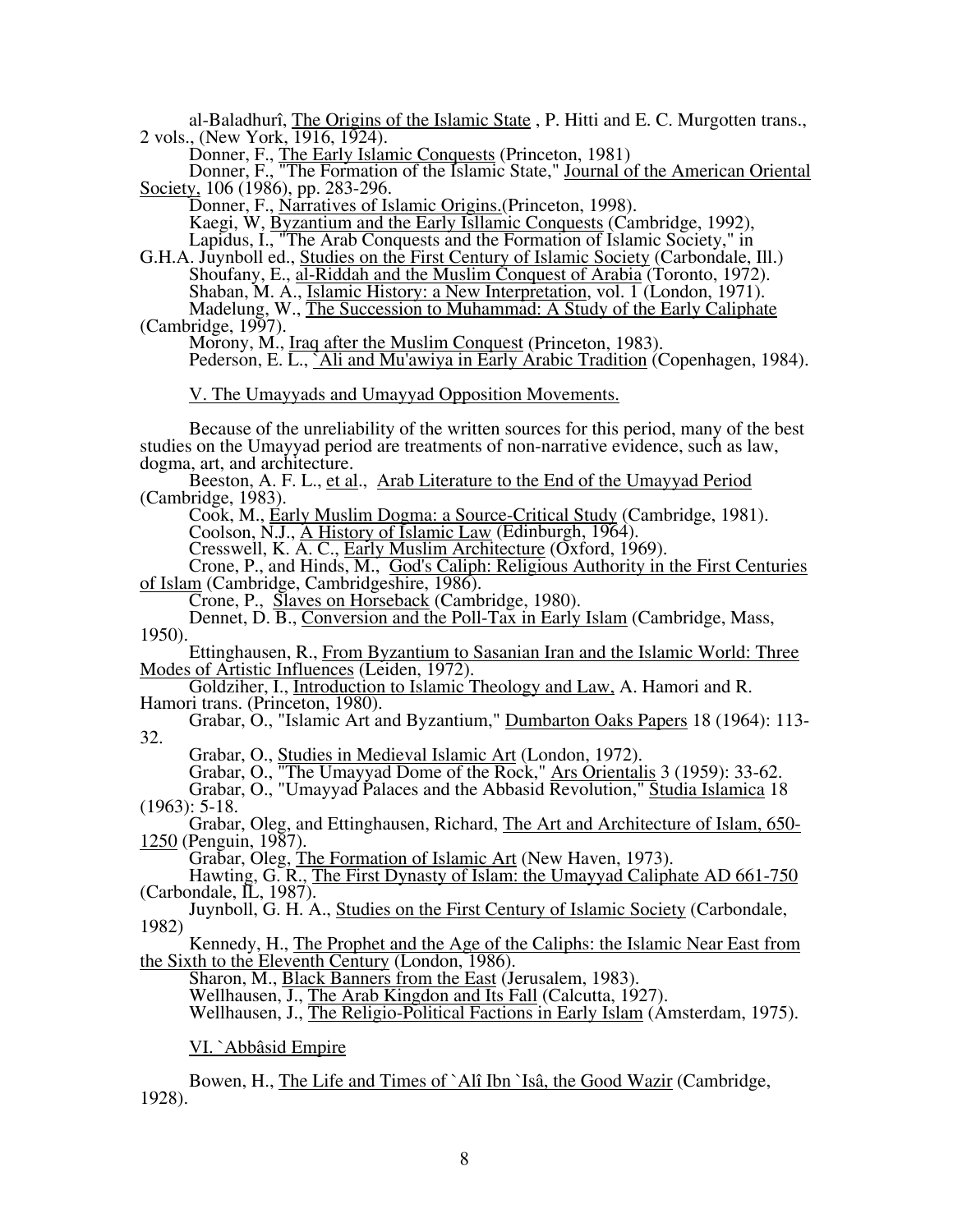al-Baladhurî, The Origins of the Islamic State , P. Hitti and E. C. Murgotten trans., 2 vols., (New York, 1916, 1924).

Donner, F., The Early Islamic Conquests (Princeton, 1981)

Donner, F., "The Formation of the Islamic State," Journal of the American Oriental Society, 106 (1986), pp. 283-296.

Donner, F., Narratives of Islamic Origins.(Princeton, 1998).

Kaegi, W, Byzantium and the Early Isllamic Conquests (Cambridge, 1992),

Lapidus, I., "The Arab Conquests and the Formation of Islamic Society," in G.H.A. Juynboll ed., Studies on the First Century of Islamic Society (Carbondale, Ill.)

Shoufany, E., al-Riddah and the Muslim Conquest of Arabia (Toronto, 1972).

Shaban, M. A., Islamic History: a New Interpretation, vol. 1 (London, 1971).

Madelung, W., The Succession to Muhammad: A Study of the Early Caliphate (Cambridge, 1997).

Morony, M., Iraq after the Muslim Conquest (Princeton, 1983).

Pederson, E. L., `Ali and Mu'awiya in Early Arabic Tradition (Copenhagen, 1984).

## V. The Umayyads and Umayyad Opposition Movements.

Because of the unreliability of the written sources for this period, many of the best studies on the Umayyad period are treatments of non-narrative evidence, such as law, dogma, art, and architecture.

Beeston, A. F. L., et al., Arab Literature to the End of the Umayyad Period (Cambridge, 1983).

Cook, M., Early Muslim Dogma: a Source-Critical Study (Cambridge, 1981).

Coolson, N.J., A History of Islamic Law (Edinburgh, 1964).

Cresswell, K. A. C., Early Muslim Architecture (Oxford, 1969).

Crone, P., and Hinds, M., God's Caliph: Religious Authority in the First Centuries of Islam (Cambridge, Cambridgeshire, 1986).

Crone, P., Slaves on Horseback (Cambridge, 1980).

Dennet, D. B., Conversion and the Poll-Tax in Early Islam (Cambridge, Mass, 1950).

Ettinghausen, R., From Byzantium to Sasanian Iran and the Islamic World: Three Modes of Artistic Influences (Leiden, 1972).

Goldziher, I., Introduction to Islamic Theology and Law, A. Hamori and R. Hamori trans. (Princeton, 1980).

Grabar, O., "Islamic Art and Byzantium," Dumbarton Oaks Papers 18 (1964): 113-32.

Grabar, O., Studies in Medieval Islamic Art (London, 1972).

Grabar, O., "The Umayyad Dome of the Rock," Ars Orientalis 3 (1959): 33-62.

Grabar, O., "Umayyad Palaces and the Abbasid Revolution," Studia Islamica 18 (1963): 5-18.

Grabar, Oleg, and Ettinghausen, Richard, The Art and Architecture of Islam, 650-1250 (Penguin, 1987).

Grabar, Oleg, The Formation of Islamic Art (New Haven, 1973).

Hawting, G. R., The First Dynasty of Islam: the Umayyad Caliphate AD 661-750 (Carbondale, IL, 1987).

Juynboll, G. H. A., Studies on the First Century of Islamic Society (Carbondale, 1982)

Kennedy, H., The Prophet and the Age of the Caliphs: the Islamic Near East from the Sixth to the Eleventh Century (London, 1986).

Sharon, M., Black Banners from the East (Jerusalem, 1983).

Wellhausen, J., The Arab Kingdon and Its Fall (Calcutta, 1927).

Wellhausen, J., The Religio-Political Factions in Early Islam (Amsterdam, 1975).

## VI. `Abbâsid Empire

Bowen, H., The Life and Times of `Alî Ibn `Isâ, the Good Wazir (Cambridge, 1928).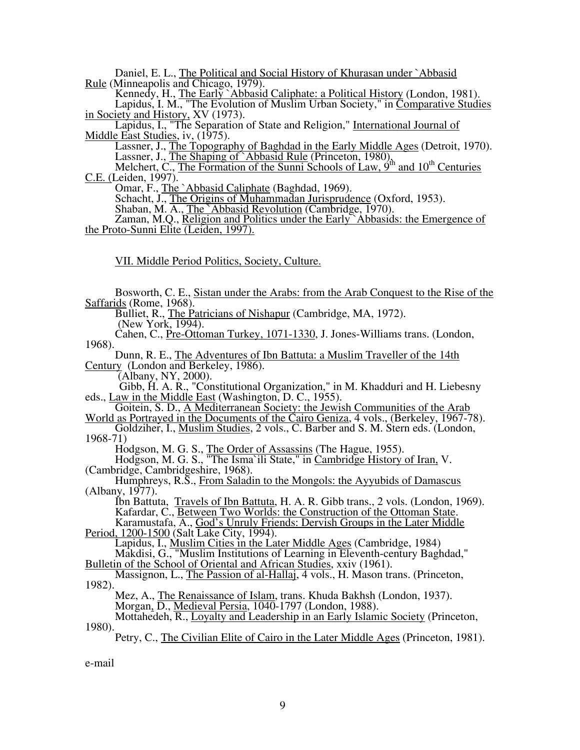Daniel, E. L., The Political and Social History of Khurasan under `Abbasid Rule (Minneapolis and Chicago, 1979).

Kennedy, H., The Early `Abbasid Caliphate: a Political History (London, 1981).

Lapidus, I. M., "The Evolution of Muslim Urban Society," in Comparative Studies in Society and History, XV (1973).

Lapidus, I., "The Separation of State and Religion," International Journal of Middle East Studies, iv, (1975).

Lassner, J., The Topography of Baghdad in the Early Middle Ages (Detroit, 1970).

Lassner, J., The Shaping of `Abbasid Rule (Princeton, 1980).

Melchert, C., The Formation of the Sunni Schools of Law, 9th and 10th Centuries C.E. (Leiden, 1997).

Omar, F., The `Abbasid Caliphate (Baghdad, 1969).

Schacht, J., The Origins of Muhammadan Jurisprudence (Oxford, 1953).

Shaban, M. A., The `Abbasid Revolution (Cambridge, 1970).

Zaman, M.Q., Religion and Politics under the Early `Abbasids: the Emergence of the Proto-Sunni Elite (Leiden, 1997).

## VII. Middle Period Politics, Society, Culture.

Bosworth, C. E., Sistan under the Arabs: from the Arab Conquest to the Rise of the Saffarids (Rome, 1968).

Bulliet, R., The Patricians of Nishapur (Cambridge, MA, 1972).

(New York, 1994).

Cahen, C., Pre-Ottoman Turkey, 1071-1330, J. Jones-Williams trans. (London, 1968).

Dunn, R. E., The Adventures of Ibn Battuta: a Muslim Traveller of the 14th Century (London and Berkeley, 1986).

(Albany, NY, 2000).

Gibb, H. A. R., "Constitutional Organization," in M. Khadduri and H. Liebesny eds., Law in the Middle East (Washington, D. C., 1955).

Goitein, S. D., A Mediterranean Society: the Jewish Communities of the Arab World as Portrayed in the Documents of the Cairo Geniza, 4 vols., (Berkeley, 1967-78).

Goldziher, I., Muslim Studies, 2 vols., C. Barber and S. M. Stern eds. (London, 1968-71)

Hodgson, M. G. S., The Order of Assassins (The Hague, 1955).

Hodgson, M. G. S., "The Isma`ili State," in Cambridge History of Iran, V. (Cambridge, Cambridgeshire, 1968).

Humphreys, R.S., From Saladin to the Mongols: the Ayyubids of Damascus (Albany, 1977).

Ibn Battuta, Travels of Ibn Battuta, H. A. R. Gibb trans., 2 vols. (London, 1969).

Kafardar, C., Between Two Worlds: the Construction of the Ottoman State.

Karamustafa, A., God's Unruly Friends: Dervish Groups in the Later Middle Period, 1200-1500 (Salt Lake City, 1994).

Lapidus, I., Muslim Cities in the Later Middle Ages (Cambridge, 1984)

Makdisi, G., "Muslim Institutions of Learning in Eleventh-century Baghdad," Bulletin of the School of Oriental and African Studies, xxiv (1961).

Massignon, L., The Passion of al-Hallaj, 4 vols., H. Mason trans. (Princeton, 1982).

Mez, A., The Renaissance of Islam, trans. Khuda Bakhsh (London, 1937).

Morgan, D., Medieval Persia, 1040-1797 (London, 1988).

Mottahedeh, R., Loyalty and Leadership in an Early Islamic Society (Princeton, 1980).

Petry, C., The Civilian Elite of Cairo in the Later Middle Ages (Princeton, 1981).

e-mail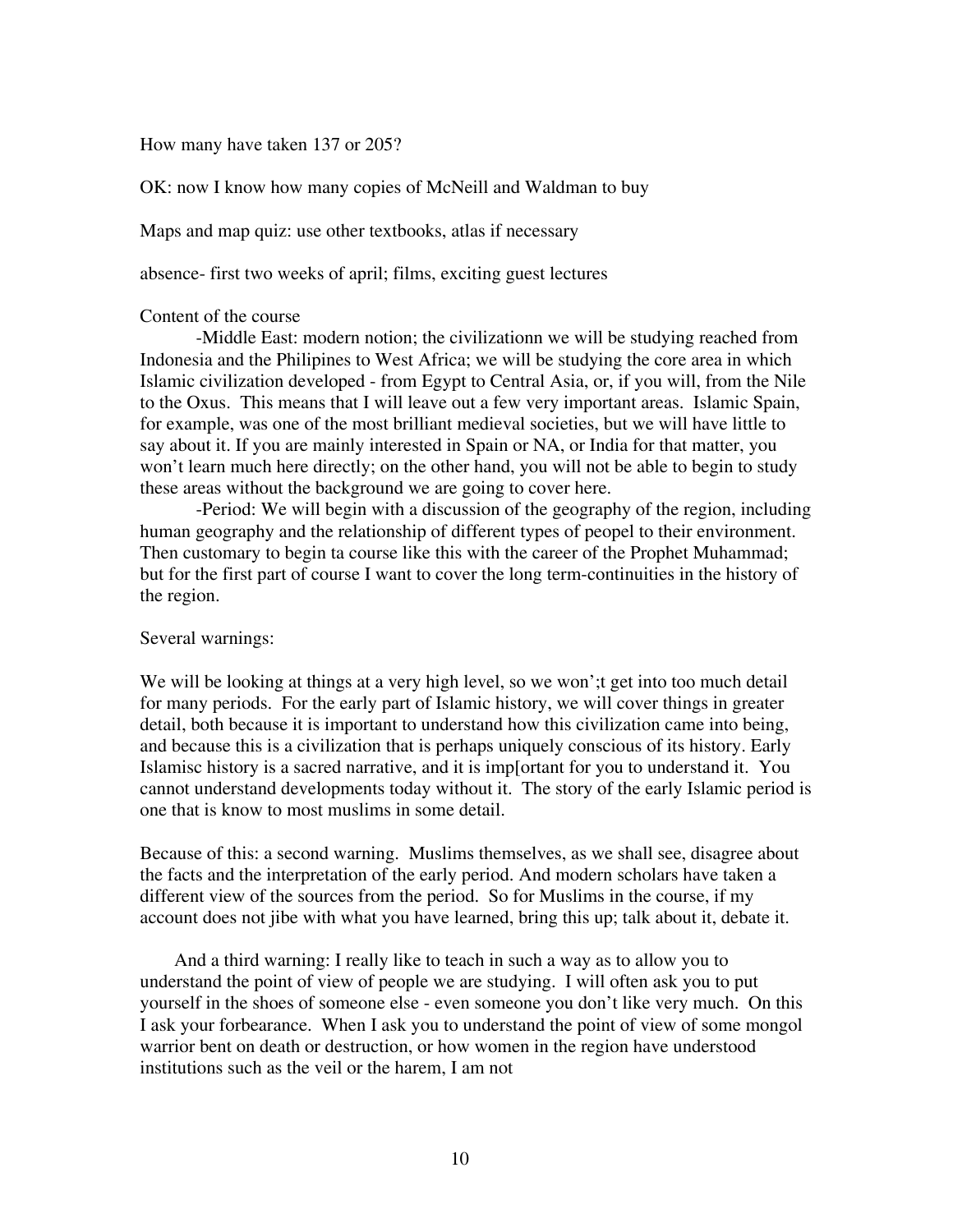How many have taken 137 or 205?

OK: now I know how many copies of McNeill and Waldman to buy

Maps and map quiz: use other textbooks, atlas if necessary

absence- first two weeks of april; films, exciting guest lectures

Content of the course

-Middle East: modern notion; the civilizationn we will be studying reached from Indonesia and the Philipines to West Africa; we will be studying the core area in which Islamic civilization developed - from Egypt to Central Asia, or, if you will, from the Nile to the Oxus. This means that I will leave out a few very important areas. Islamic Spain, for example, was one of the most brilliant medieval societies, but we will have little to say about it. If you are mainly interested in Spain or NA, or India for that matter, you won't learn much here directly; on the other hand, you will not be able to begin to study these areas without the background we are going to cover here.

-Period: We will begin with a discussion of the geography of the region, including human geography and the relationship of different types of peopel to their environment. Then customary to begin ta course like this with the career of the Prophet Muhammad; but for the first part of course I want to cover the long term-continuities in the history of the region.

Several warnings:

We will be looking at things at a very high level, so we won';t get into too much detail for many periods. For the early part of Islamic history, we will cover things in greater detail, both because it is important to understand how this civilization came into being, and because this is a civilization that is perhaps uniquely conscious of its history. Early Islamisc history is a sacred narrative, and it is imp[ortant for you to understand it. You cannot understand developments today without it. The story of the early Islamic period is one that is know to most muslims in some detail.

Because of this: a second warning. Muslims themselves, as we shall see, disagree about the facts and the interpretation of the early period. And modern scholars have taken a different view of the sources from the period. So for Muslims in the course, if my account does not jibe with what you have learned, bring this up; talk about it, debate it.

And a third warning: I really like to teach in such a way as to allow you to understand the point of view of people we are studying. I will often ask you to put yourself in the shoes of someone else - even someone you don't like very much. On this I ask your forbearance. When I ask you to understand the point of view of some mongol warrior bent on death or destruction, or how women in the region have understood institutions such as the veil or the harem, I am not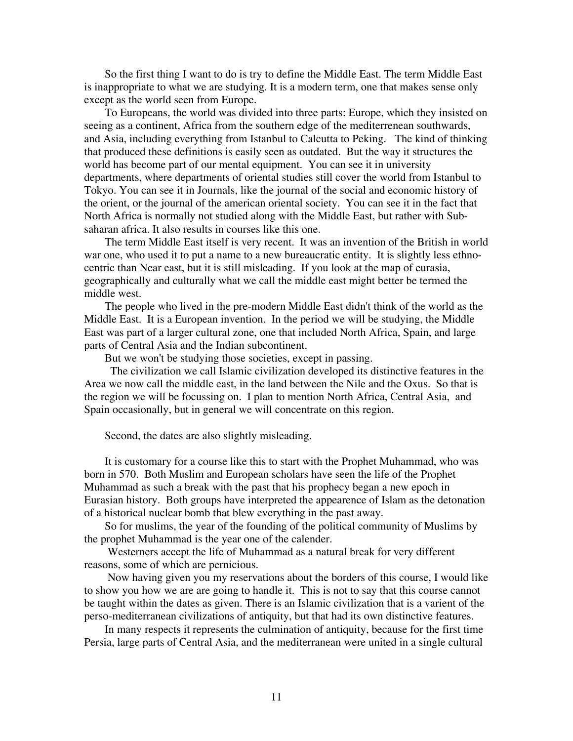So the first thing I want to do is try to define the Middle East. The term Middle East is inappropriate to what we are studying. It is a modern term, one that makes sense only except as the world seen from Europe.

To Europeans, the world was divided into three parts: Europe, which they insisted on seeing as a continent, Africa from the southern edge of the mediterrenean southwards, and Asia, including everything from Istanbul to Calcutta to Peking. The kind of thinking that produced these definitions is easily seen as outdated. But the way it structures the world has become part of our mental equipment. You can see it in university departments, where departments of oriental studies still cover the world from Istanbul to Tokyo. You can see it in Journals, like the journal of the social and economic history of the orient, or the journal of the american oriental society. You can see it in the fact that North Africa is normally not studied along with the Middle East, but rather with Sub-saharan africa. It also results in courses like this one.

The term Middle East itself is very recent. It was an invention of the British in world war one, who used it to put a name to a new bureaucratic entity. It is slightly less ethno-centric than Near east, but it is still misleading. If you look at the map of eurasia, geographically and culturally what we call the middle east might better be termed the middle west.

The people who lived in the pre-modern Middle East didn't think of the world as the Middle East. It is a European invention. In the period we will be studying, the Middle East was part of a larger cultural zone, one that included North Africa, Spain, and large parts of Central Asia and the Indian subcontinent.

But we won't be studying those societies, except in passing.

The civilization we call Islamic civilization developed its distinctive features in the Area we now call the middle east, in the land between the Nile and the Oxus. So that is the region we will be focussing on. I plan to mention North Africa, Central Asia, and Spain occasionally, but in general we will concentrate on this region.

Second, the dates are also slightly misleading.

It is customary for a course like this to start with the Prophet Muhammad, who was born in 570. Both Muslim and European scholars have seen the life of the Prophet Muhammad as such a break with the past that his prophecy began a new epoch in Eurasian history. Both groups have interpreted the appearence of Islam as the detonation of a historical nuclear bomb that blew everything in the past away.

So for muslims, the year of the founding of the political community of Muslims by the prophet Muhammad is the year one of the calender.

Westerners accept the life of Muhammad as a natural break for very different reasons, some of which are pernicious.

Now having given you my reservations about the borders of this course, I would like to show you how we are are going to handle it. This is not to say that this course cannot be taught within the dates as given. There is an Islamic civilization that is a varient of the perso-mediterranean civilizations of antiquity, but that had its own distinctive features.

In many respects it represents the culmination of antiquity, because for the first time Persia, large parts of Central Asia, and the mediterranean were united in a single cultural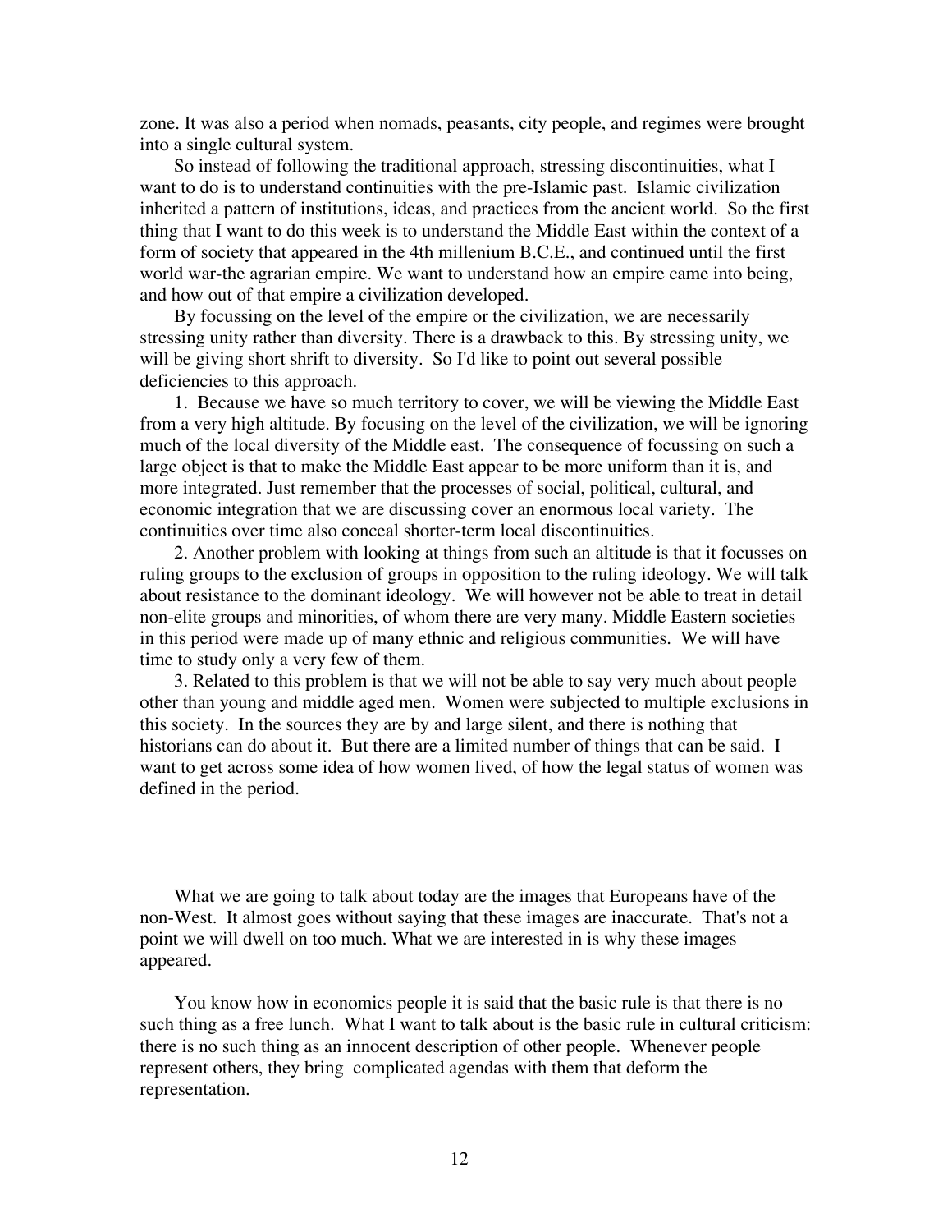zone. It was also a period when nomads, peasants, city people, and regimes were brought into a single cultural system.

So instead of following the traditional approach, stressing discontinuities, what I want to do is to understand continuities with the pre-Islamic past. Islamic civilization inherited a pattern of institutions, ideas, and practices from the ancient world. So the first thing that I want to do this week is to understand the Middle East within the context of a form of society that appeared in the 4th millenium B.C.E., and continued until the first world war-the agrarian empire. We want to understand how an empire came into being, and how out of that empire a civilization developed.

By focussing on the level of the empire or the civilization, we are necessarily stressing unity rather than diversity. There is a drawback to this. By stressing unity, we will be giving short shrift to diversity. So I'd like to point out several possible deficiencies to this approach.

1. Because we have so much territory to cover, we will be viewing the Middle East from a very high altitude. By focusing on the level of the civilization, we will be ignoring much of the local diversity of the Middle east. The consequence of focussing on such a large object is that to make the Middle East appear to be more uniform than it is, and more integrated. Just remember that the processes of social, political, cultural, and economic integration that we are discussing cover an enormous local variety. The continuities over time also conceal shorter-term local discontinuities.

2. Another problem with looking at things from such an altitude is that it focusses on ruling groups to the exclusion of groups in opposition to the ruling ideology. We will talk about resistance to the dominant ideology. We will however not be able to treat in detail non-elite groups and minorities, of whom there are very many. Middle Eastern societies in this period were made up of many ethnic and religious communities. We will have time to study only a very few of them.

3. Related to this problem is that we will not be able to say very much about people other than young and middle aged men. Women were subjected to multiple exclusions in this society. In the sources they are by and large silent, and there is nothing that historians can do about it. But there are a limited number of things that can be said. I want to get across some idea of how women lived, of how the legal status of women was defined in the period.

What we are going to talk about today are the images that Europeans have of the non-West. It almost goes without saying that these images are inaccurate. That's not a point we will dwell on too much. What we are interested in is why these images appeared.

You know how in economics people it is said that the basic rule is that there is no such thing as a free lunch. What I want to talk about is the basic rule in cultural criticism: there is no such thing as an innocent description of other people. Whenever people represent others, they bring complicated agendas with them that deform the representation.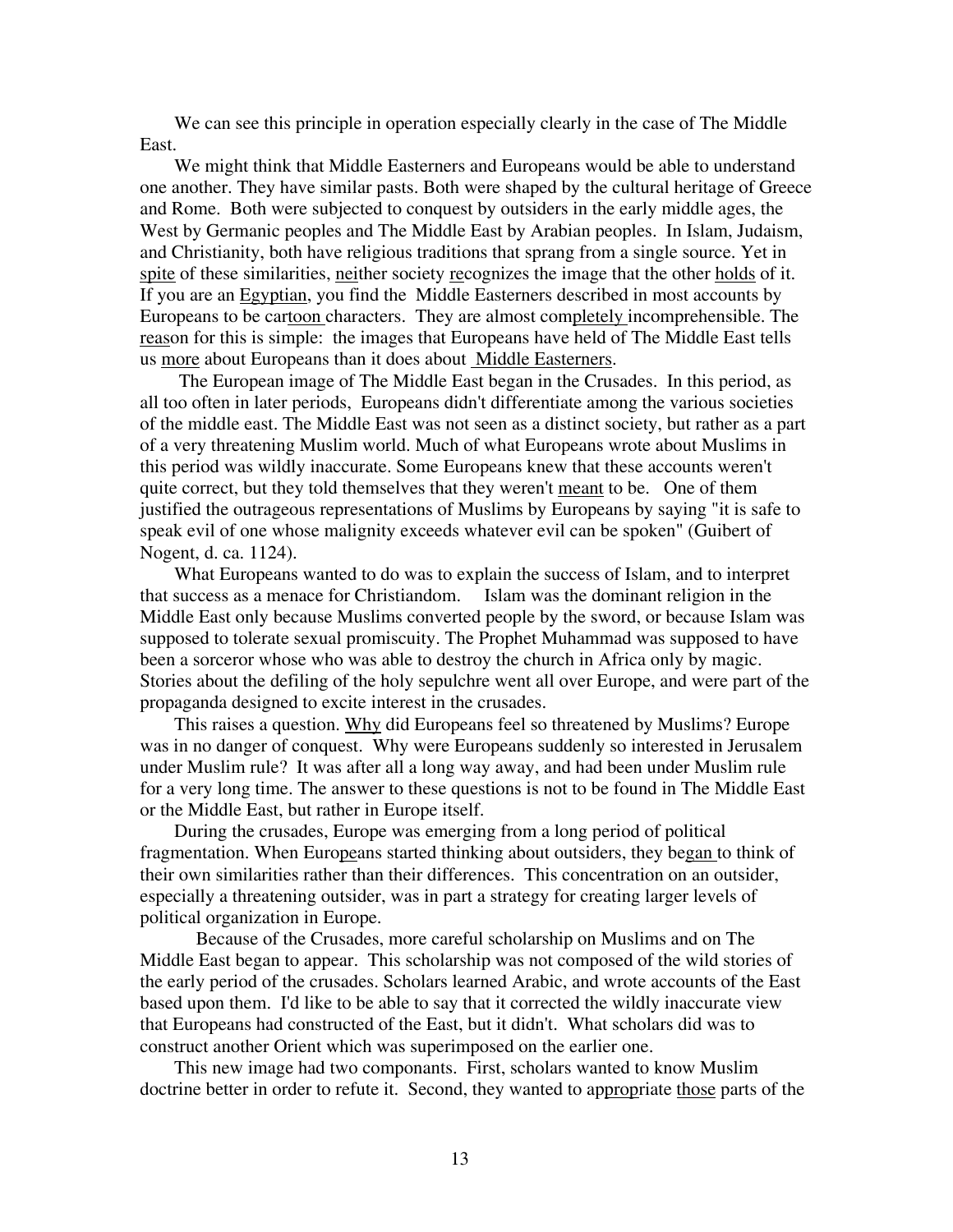We can see this principle in operation especially clearly in the case of The Middle East.

We might think that Middle Easterners and Europeans would be able to understand one another. They have similar pasts. Both were shaped by the cultural heritage of Greece and Rome. Both were subjected to conquest by outsiders in the early middle ages, the West by Germanic peoples and The Middle East by Arabian peoples. In Islam, Judaism, and Christianity, both have religious traditions that sprang from a single source. Yet in spite of these similarities, neither society recognizes the image that the other holds of it. If you are an Egyptian, you find the Middle Easterners described in most accounts by Europeans to be cartoon characters. They are almost completely incomprehensible. The reason for this is simple: the images that Europeans have held of The Middle East tells us more about Europeans than it does about Middle Easterners.

The European image of The Middle East began in the Crusades. In this period, as all too often in later periods, Europeans didn't differentiate among the various societies of the middle east. The Middle East was not seen as a distinct society, but rather as a part of a very threatening Muslim world. Much of what Europeans wrote about Muslims in this period was wildly inaccurate. Some Europeans knew that these accounts weren't quite correct, but they told themselves that they weren't meant to be. One of them justified the outrageous representations of Muslims by Europeans by saying "it is safe to speak evil of one whose malignity exceeds whatever evil can be spoken" (Guibert of Nogent, d. ca. 1124).

What Europeans wanted to do was to explain the success of Islam, and to interpret that success as a menace for Christiandom. Islam was the dominant religion in the Middle East only because Muslims converted people by the sword, or because Islam was supposed to tolerate sexual promiscuity. The Prophet Muhammad was supposed to have been a sorceror whose who was able to destroy the church in Africa only by magic. Stories about the defiling of the holy sepulchre went all over Europe, and were part of the propaganda designed to excite interest in the crusades.

This raises a question. Why did Europeans feel so threatened by Muslims? Europe was in no danger of conquest. Why were Europeans suddenly so interested in Jerusalem under Muslim rule? It was after all a long way away, and had been under Muslim rule for a very long time. The answer to these questions is not to be found in The Middle East or the Middle East, but rather in Europe itself.

During the crusades, Europe was emerging from a long period of political fragmentation. When Europeans started thinking about outsiders, they began to think of their own similarities rather than their differences. This concentration on an outsider, especially a threatening outsider, was in part a strategy for creating larger levels of political organization in Europe.

Because of the Crusades, more careful scholarship on Muslims and on The Middle East began to appear. This scholarship was not composed of the wild stories of the early period of the crusades. Scholars learned Arabic, and wrote accounts of the East based upon them. I'd like to be able to say that it corrected the wildly inaccurate view that Europeans had constructed of the East, but it didn't. What scholars did was to construct another Orient which was superimposed on the earlier one.

This new image had two componants. First, scholars wanted to know Muslim doctrine better in order to refute it. Second, they wanted to appropriate those parts of the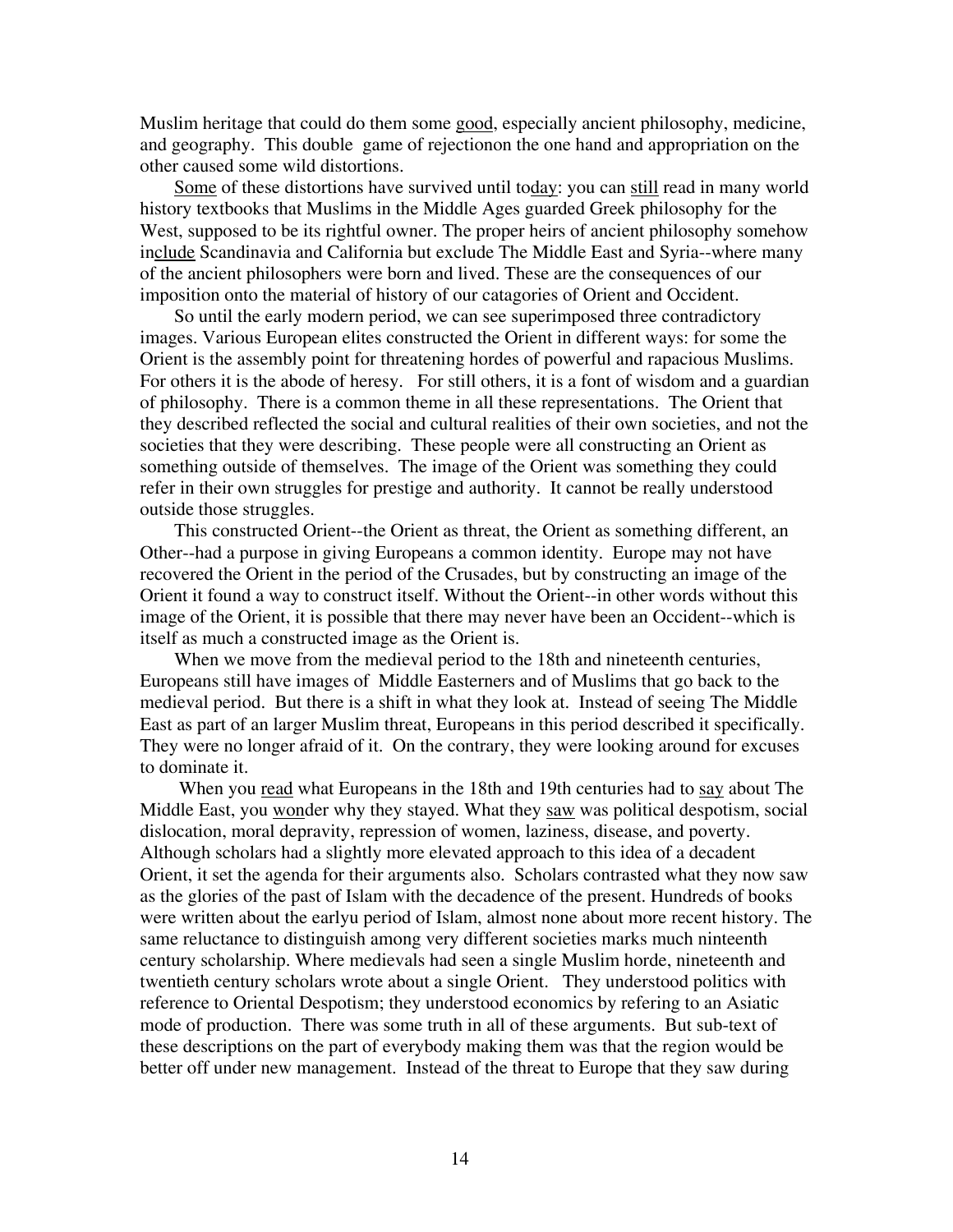Muslim heritage that could do them some good, especially ancient philosophy, medicine, and geography. This double game of rejectionon the one hand and appropriation on the other caused some wild distortions.

Some of these distortions have survived until today: you can still read in many world history textbooks that Muslims in the Middle Ages guarded Greek philosophy for the West, supposed to be its rightful owner. The proper heirs of ancient philosophy somehow include Scandinavia and California but exclude The Middle East and Syria--where many of the ancient philosophers were born and lived. These are the consequences of our imposition onto the material of history of our catagories of Orient and Occident.

So until the early modern period, we can see superimposed three contradictory images. Various European elites constructed the Orient in different ways: for some the Orient is the assembly point for threatening hordes of powerful and rapacious Muslims. For others it is the abode of heresy. For still others, it is a font of wisdom and a guardian of philosophy. There is a common theme in all these representations. The Orient that they described reflected the social and cultural realities of their own societies, and not the societies that they were describing. These people were all constructing an Orient as something outside of themselves. The image of the Orient was something they could refer in their own struggles for prestige and authority. It cannot be really understood outside those struggles.

This constructed Orient--the Orient as threat, the Orient as something different, an Other--had a purpose in giving Europeans a common identity. Europe may not have recovered the Orient in the period of the Crusades, but by constructing an image of the Orient it found a way to construct itself. Without the Orient--in other words without this image of the Orient, it is possible that there may never have been an Occident--which is itself as much a constructed image as the Orient is.

When we move from the medieval period to the 18th and nineteenth centuries, Europeans still have images of Middle Easterners and of Muslims that go back to the medieval period. But there is a shift in what they look at. Instead of seeing The Middle East as part of an larger Muslim threat, Europeans in this period described it specifically. They were no longer afraid of it. On the contrary, they were looking around for excuses to dominate it.

When you read what Europeans in the 18th and 19th centuries had to say about The Middle East, you wonder why they stayed. What they saw was political despotism, social dislocation, moral depravity, repression of women, laziness, disease, and poverty. Although scholars had a slightly more elevated approach to this idea of a decadent Orient, it set the agenda for their arguments also. Scholars contrasted what they now saw as the glories of the past of Islam with the decadence of the present. Hundreds of books were written about the earlyu period of Islam, almost none about more recent history. The same reluctance to distinguish among very different societies marks much ninteenth century scholarship. Where medievals had seen a single Muslim horde, nineteenth and twentieth century scholars wrote about a single Orient. They understood politics with reference to Oriental Despotism; they understood economics by refering to an Asiatic mode of production. There was some truth in all of these arguments. But sub-text of these descriptions on the part of everybody making them was that the region would be better off under new management. Instead of the threat to Europe that they saw during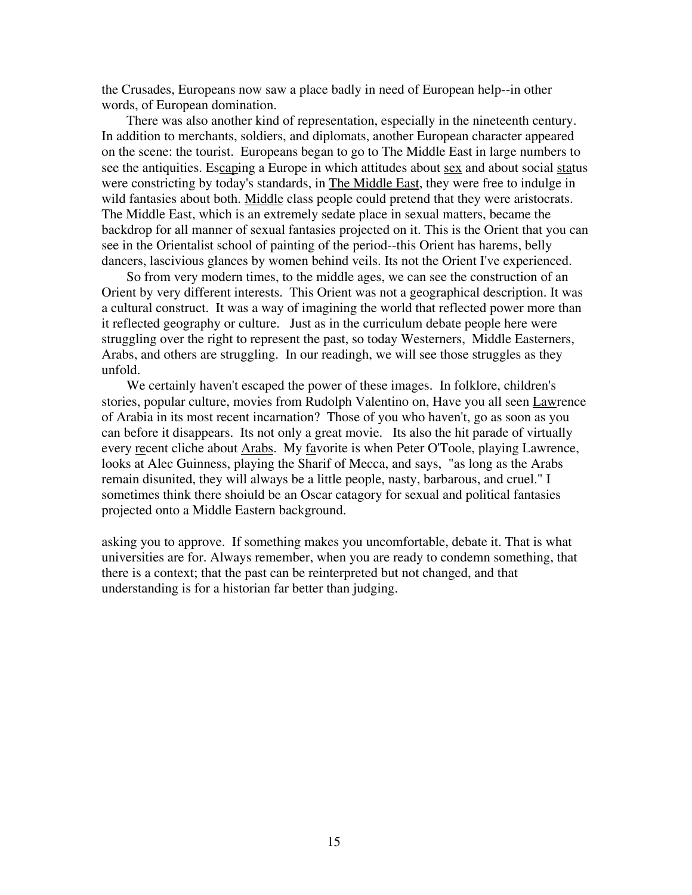the Crusades, Europeans now saw a place badly in need of European help--in other words, of European domination.

There was also another kind of representation, especially in the nineteenth century. In addition to merchants, soldiers, and diplomats, another European character appeared on the scene: the tourist. Europeans began to go to The Middle East in large numbers to see the antiquities. Escaping a Europe in which attitudes about sex and about social status were constricting by today's standards, in The Middle East, they were free to indulge in wild fantasies about both. Middle class people could pretend that they were aristocrats. The Middle East, which is an extremely sedate place in sexual matters, became the backdrop for all manner of sexual fantasies projected on it. This is the Orient that you can see in the Orientalist school of painting of the period--this Orient has harems, belly dancers, lascivious glances by women behind veils. Its not the Orient I've experienced.

So from very modern times, to the middle ages, we can see the construction of an Orient by very different interests. This Orient was not a geographical description. It was a cultural construct. It was a way of imagining the world that reflected power more than it reflected geography or culture. Just as in the curriculum debate people here were struggling over the right to represent the past, so today Westerners, Middle Easterners, Arabs, and others are struggling. In our readingh, we will see those struggles as they unfold.

We certainly haven't escaped the power of these images. In folklore, children's stories, popular culture, movies from Rudolph Valentino on, Have you all seen Lawrence of Arabia in its most recent incarnation? Those of you who haven't, go as soon as you can before it disappears. Its not only a great movie. Its also the hit parade of virtually every recent cliche about Arabs. My favorite is when Peter O'Toole, playing Lawrence, looks at Alec Guinness, playing the Sharif of Mecca, and says, "as long as the Arabs remain disunited, they will always be a little people, nasty, barbarous, and cruel." I sometimes think there shoiuld be an Oscar catagory for sexual and political fantasies projected onto a Middle Eastern background.

asking you to approve. If something makes you uncomfortable, debate it. That is what universities are for. Always remember, when you are ready to condemn something, that there is a context; that the past can be reinterpreted but not changed, and that understanding is for a historian far better than judging.